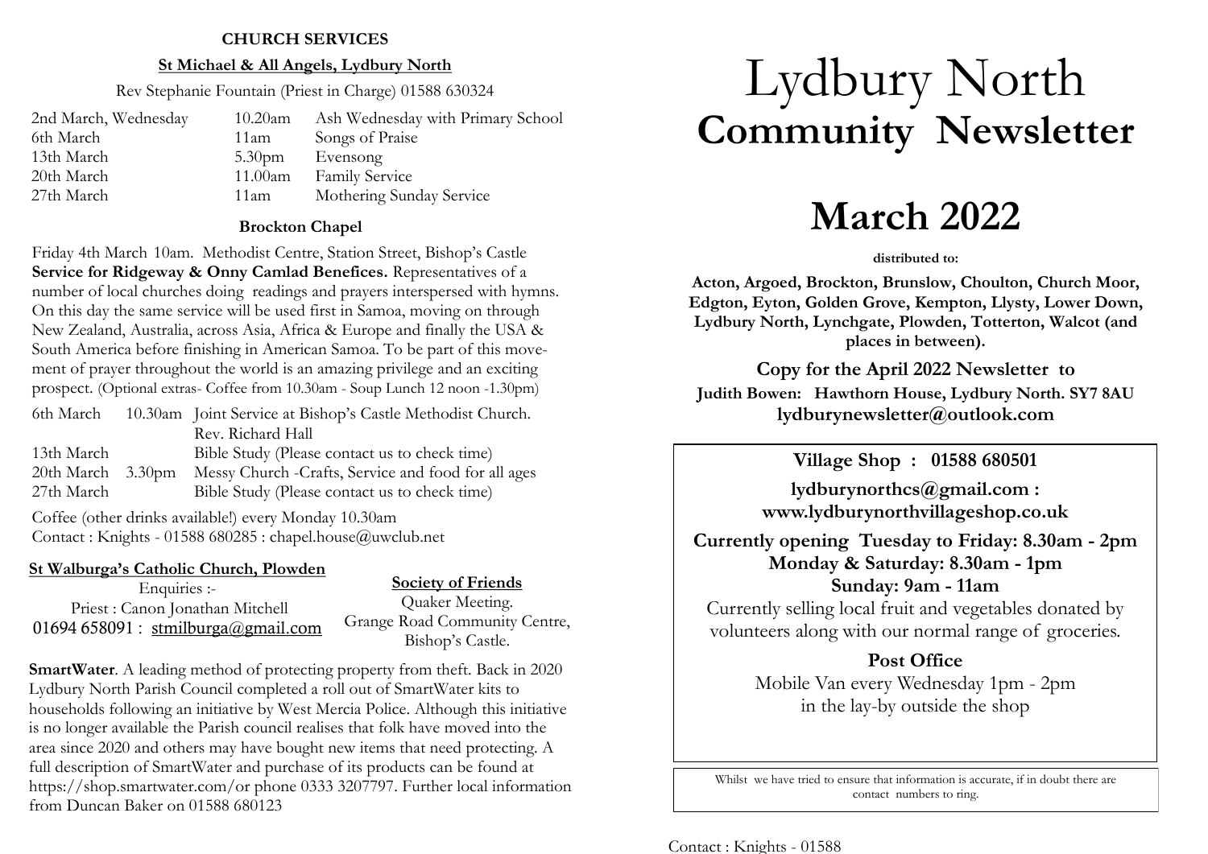## CHURCH SERVICES

### St Michael & All Angels, Lydbury North

Rev Stephanie Fountain (Priest in Charge) 01588 630324

| | | |
|---|---|---|
| 2nd March, Wednesday | 10.20am | Ash Wednesday with Primary School |
| 6th March | 11am | Songs of Praise |
| 13th March | 5.30pm | Evensong |
| 20th March | 11.00am | Family Service |
| 27th March | 11am | Mothering Sunday Service |

### Brockton Chapel

Friday 4th March 10am. Methodist Centre, Station Street, Bishop's Castle **Service for Ridgeway & Onny Camlad Benefices.** Representatives of a number of local churches doing readings and prayers interspersed with hymns. On this day the same service will be used first in Samoa, moving on through New Zealand, Australia, across Asia, Africa & Europe and finally the USA & South America before finishing in American Samoa. To be part of this movement of prayer throughout the world is an amazing privilege and an exciting prospect. (Optional extras- Coffee from 10.30am - Soup Lunch 12 noon -1.30pm)

| | | |
|---|---|---|
| 6th March | 10.30am | Joint Service at Bishop's Castle Methodist Church. Rev. Richard Hall |
| 13th March | | Bible Study (Please contact us to check time) |
| 20th March | 3.30pm | Messy Church -Crafts, Service and food for all ages |
| 27th March | | Bible Study (Please contact us to check time) |

Coffee (other drinks available!) every Monday 10.30am
Contact : Knights - 01588 680285 : chapel.house@uwclub.net

### St Walburga's Catholic Church, Plowden

Enquiries :-
Priest : Canon Jonathan Mitchell
01694 658091 : stmilburga@gmail.com

### Society of Friends

Quaker Meeting.
Grange Road Community Centre, Bishop's Castle.

**SmartWater**. A leading method of protecting property from theft. Back in 2020 Lydbury North Parish Council completed a roll out of SmartWater kits to households following an initiative by West Mercia Police. Although this initiative is no longer available the Parish council realises that folk have moved into the area since 2020 and others may have bought new items that need protecting. A full description of SmartWater and purchase of its products can be found at https://shop.smartwater.com/or phone 0333 3207797. Further local information from Duncan Baker on 01588 680123

# Lydbury North **Community Newsletter**

# March 2022

**distributed to:**

**Acton, Argoed, Brockton, Brunslow, Choulton, Church Moor, Edgton, Eyton, Golden Grove, Kempton, Llysty, Lower Down, Lydbury North, Lynchgate, Plowden, Totterton, Walcot (and places in between).**

**Copy for the April 2022 Newsletter to**
**Judith Bowen: Hawthorn House, Lydbury North. SY7 8AU**
**lydburynewsletter@outlook.com**

**Village Shop : 01588 680501**

**lydburynorthcs@gmail.com :**
**www.lydburynorthvillageshop.co.uk**

**Currently opening Tuesday to Friday: 8.30am - 2pm**
**Monday & Saturday: 8.30am - 1pm**
**Sunday: 9am - 11am**

Currently selling local fruit and vegetables donated by volunteers along with our normal range of groceries.

**Post Office**

Mobile Van every Wednesday 1pm - 2pm in the lay-by outside the shop

Whilst we have tried to ensure that information is accurate, if in doubt there are contact numbers to ring.

Contact : Knights - 01588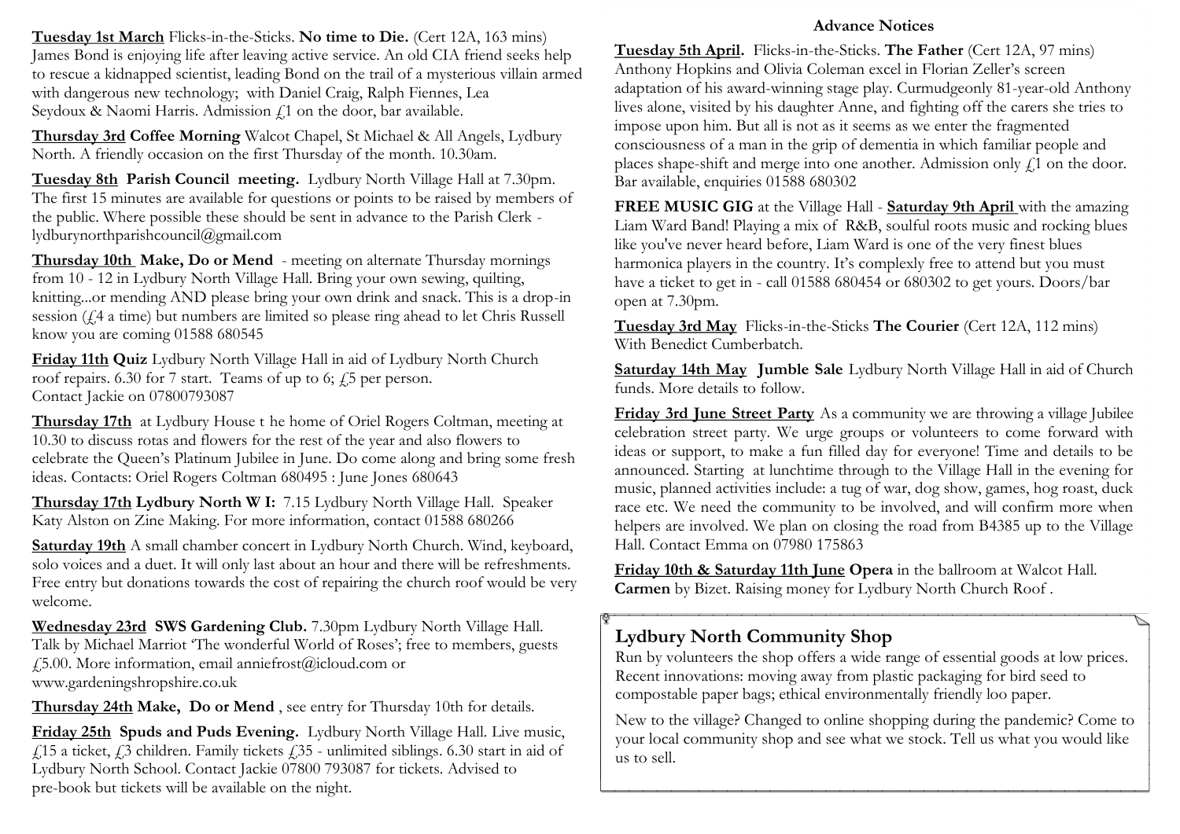**Tuesday 1st March** Flicks-in-the-Sticks. **No time to Die.** (Cert 12A, 163 mins) James Bond is enjoying life after leaving active service. An old CIA friend seeks help to rescue a kidnapped scientist, leading Bond on the trail of a mysterious villain armed with dangerous new technology; with Daniel Craig, Ralph Fiennes, Lea Seydoux & Naomi Harris. Admission £1 on the door, bar available.

**Thursday 3rd Coffee Morning** Walcot Chapel, St Michael & All Angels, Lydbury North. A friendly occasion on the first Thursday of the month. 10.30am.

**Tuesday 8th Parish Council meeting.** Lydbury North Village Hall at 7.30pm. The first 15 minutes are available for questions or points to be raised by members of the public. Where possible these should be sent in advance to the Parish Clerk - lydburynorthparishcouncil@gmail.com

**Thursday 10th Make, Do or Mend** - meeting on alternate Thursday mornings from 10 - 12 in Lydbury North Village Hall. Bring your own sewing, quilting, knitting...or mending AND please bring your own drink and snack. This is a drop-in session (£4 a time) but numbers are limited so please ring ahead to let Chris Russell know you are coming 01588 680545

**Friday 11th Quiz** Lydbury North Village Hall in aid of Lydbury North Church roof repairs. 6.30 for 7 start. Teams of up to 6; £5 per person. Contact Jackie on 07800793087

**Thursday 17th** at Lydbury House t he home of Oriel Rogers Coltman, meeting at 10.30 to discuss rotas and flowers for the rest of the year and also flowers to celebrate the Queen's Platinum Jubilee in June. Do come along and bring some fresh ideas. Contacts: Oriel Rogers Coltman 680495 : June Jones 680643

**Thursday 17th Lydbury North W I:** 7.15 Lydbury North Village Hall. Speaker Katy Alston on Zine Making. For more information, contact 01588 680266

**Saturday 19th** A small chamber concert in Lydbury North Church. Wind, keyboard, solo voices and a duet. It will only last about an hour and there will be refreshments. Free entry but donations towards the cost of repairing the church roof would be very welcome.

**Wednesday 23rd SWS Gardening Club.** 7.30pm Lydbury North Village Hall. Talk by Michael Marriot 'The wonderful World of Roses'; free to members, guests £5.00. More information, email anniefrost@icloud.com or www.gardeningshropshire.co.uk

**Thursday 24th Make, Do or Mend** , see entry for Thursday 10th for details.

**Friday 25th Spuds and Puds Evening.** Lydbury North Village Hall. Live music, £15 a ticket, £3 children. Family tickets £35 - unlimited siblings. 6.30 start in aid of Lydbury North School. Contact Jackie 07800 793087 for tickets. Advised to pre-book but tickets will be available on the night.

### Advance Notices

**Tuesday 5th April.** Flicks-in-the-Sticks. **The Father** (Cert 12A, 97 mins) Anthony Hopkins and Olivia Coleman excel in Florian Zeller's screen adaptation of his award-winning stage play. Curmudgeonly 81-year-old Anthony lives alone, visited by his daughter Anne, and fighting off the carers she tries to impose upon him. But all is not as it seems as we enter the fragmented consciousness of a man in the grip of dementia in which familiar people and places shape-shift and merge into one another. Admission only £1 on the door. Bar available, enquiries 01588 680302

**FREE MUSIC GIG** at the Village Hall - **Saturday 9th April** with the amazing Liam Ward Band! Playing a mix of R&B, soulful roots music and rocking blues like you've never heard before, Liam Ward is one of the very finest blues harmonica players in the country. It's complexly free to attend but you must have a ticket to get in - call 01588 680454 or 680302 to get yours. Doors/bar open at 7.30pm.

**Tuesday 3rd May** Flicks-in-the-Sticks **The Courier** (Cert 12A, 112 mins) With Benedict Cumberbatch.

**Saturday 14th May Jumble Sale** Lydbury North Village Hall in aid of Church funds. More details to follow.

**Friday 3rd June Street Party** As a community we are throwing a village Jubilee celebration street party. We urge groups or volunteers to come forward with ideas or support, to make a fun filled day for everyone! Time and details to be announced. Starting at lunchtime through to the Village Hall in the evening for music, planned activities include: a tug of war, dog show, games, hog roast, duck race etc. We need the community to be involved, and will confirm more when helpers are involved. We plan on closing the road from B4385 up to the Village Hall. Contact Emma on 07980 175863

**Friday 10th & Saturday 11th June Opera** in the ballroom at Walcot Hall. **Carmen** by Bizet. Raising money for Lydbury North Church Roof .

## Lydbury North Community Shop

Run by volunteers the shop offers a wide range of essential goods at low prices. Recent innovations: moving away from plastic packaging for bird seed to compostable paper bags; ethical environmentally friendly loo paper.

New to the village? Changed to online shopping during the pandemic? Come to your local community shop and see what we stock. Tell us what you would like us to sell.